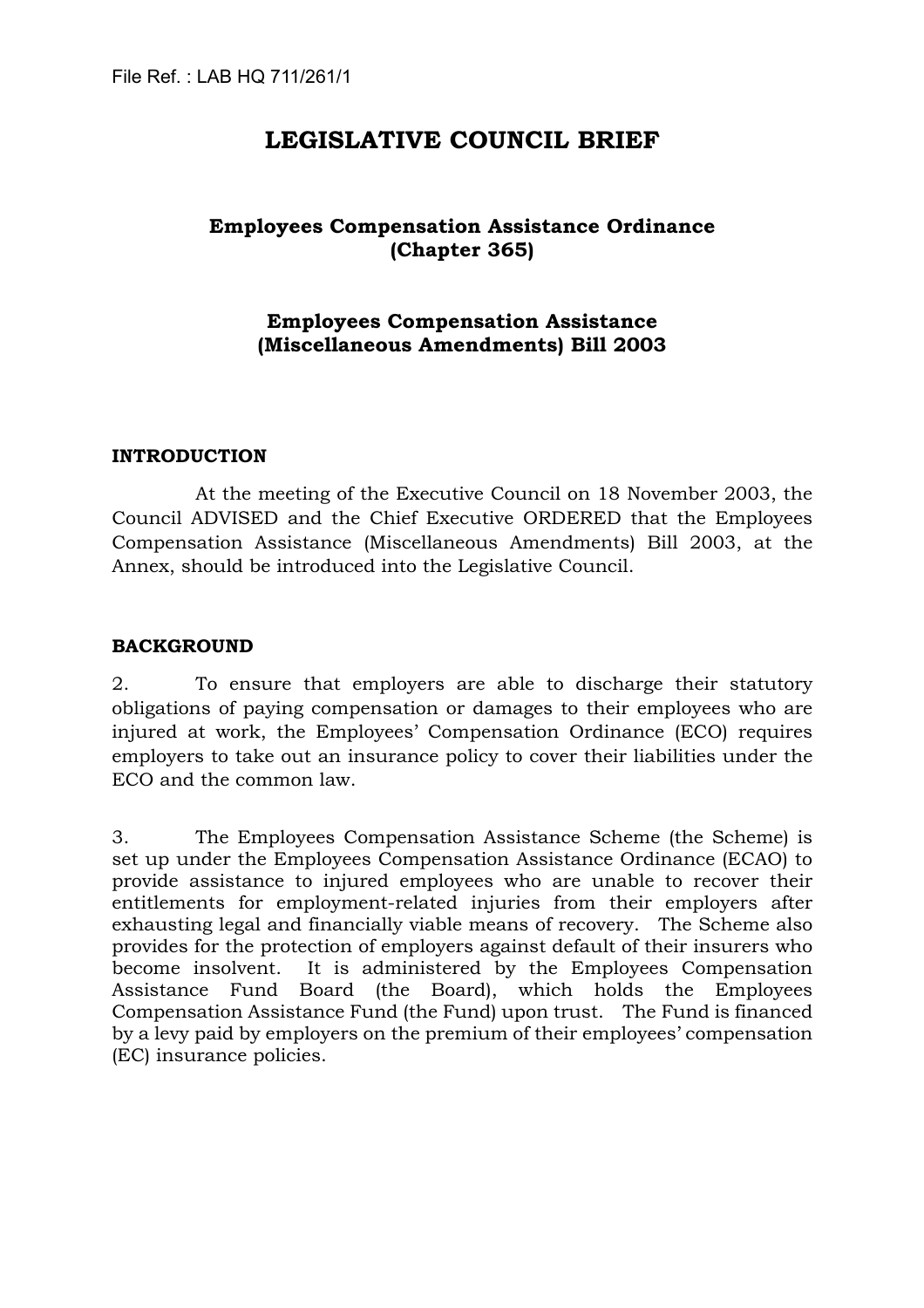File Ref. : LAB HQ 711/261/1

# LEGISLATIVE COUNCIL BRIEF

## Employees Compensation Assistance Ordinance (Chapter 365)

## Employees Compensation Assistance (Miscellaneous Amendments) Bill 2003

### INTRODUCTION

At the meeting of the Executive Council on 18 November 2003, the Council ADVISED and the Chief Executive ORDERED that the Employees Compensation Assistance (Miscellaneous Amendments) Bill 2003, at the Annex, should be introduced into the Legislative Council.

### BACKGROUND

2. To ensure that employers are able to discharge their statutory obligations of paying compensation or damages to their employees who are injured at work, the Employees' Compensation Ordinance (ECO) requires employers to take out an insurance policy to cover their liabilities under the ECO and the common law.

3. The Employees Compensation Assistance Scheme (the Scheme) is set up under the Employees Compensation Assistance Ordinance (ECAO) to provide assistance to injured employees who are unable to recover their entitlements for employment-related injuries from their employers after exhausting legal and financially viable means of recovery. The Scheme also provides for the protection of employers against default of their insurers who become insolvent. It is administered by the Employees Compensation Assistance Fund Board (the Board), which holds the Employees Compensation Assistance Fund (the Fund) upon trust. The Fund is financed by a levy paid by employers on the premium of their employees' compensation (EC) insurance policies.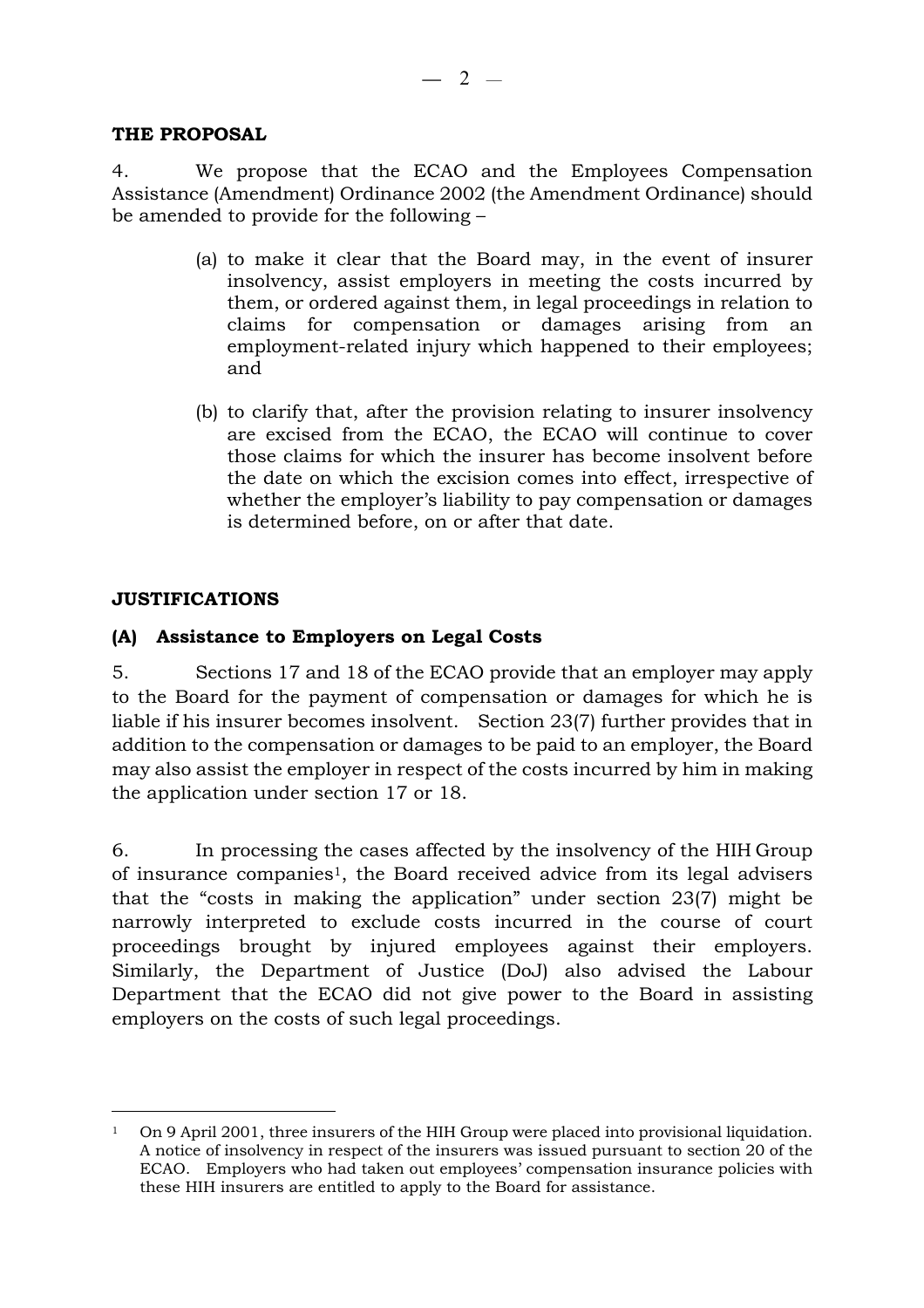**THE PROPOSAL**

4. We propose that the ECAO and the Employees Compensation Assistance (Amendment) Ordinance 2002 (the Amendment Ordinance) should be amended to provide for the following –

(a) to make it clear that the Board may, in the event of insurer insolvency, assist employers in meeting the costs incurred by them, or ordered against them, in legal proceedings in relation to claims for compensation or damages arising from an employment-related injury which happened to their employees; and

(b) to clarify that, after the provision relating to insurer insolvency are excised from the ECAO, the ECAO will continue to cover those claims for which the insurer has become insolvent before the date on which the excision comes into effect, irrespective of whether the employer's liability to pay compensation or damages is determined before, on or after that date.

**JUSTIFICATIONS**

**(A) Assistance to Employers on Legal Costs**

5. Sections 17 and 18 of the ECAO provide that an employer may apply to the Board for the payment of compensation or damages for which he is liable if his insurer becomes insolvent. Section 23(7) further provides that in addition to the compensation or damages to be paid to an employer, the Board may also assist the employer in respect of the costs incurred by him in making the application under section 17 or 18.

6. In processing the cases affected by the insolvency of the HIH Group of insurance companies[1], the Board received advice from its legal advisers that the "costs in making the application" under section 23(7) might be narrowly interpreted to exclude costs incurred in the course of court proceedings brought by injured employees against their employers. Similarly, the Department of Justice (DoJ) also advised the Labour Department that the ECAO did not give power to the Board in assisting employers on the costs of such legal proceedings.

[1] On 9 April 2001, three insurers of the HIH Group were placed into provisional liquidation. A notice of insolvency in respect of the insurers was issued pursuant to section 20 of the ECAO. Employers who had taken out employees' compensation insurance policies with these HIH insurers are entitled to apply to the Board for assistance.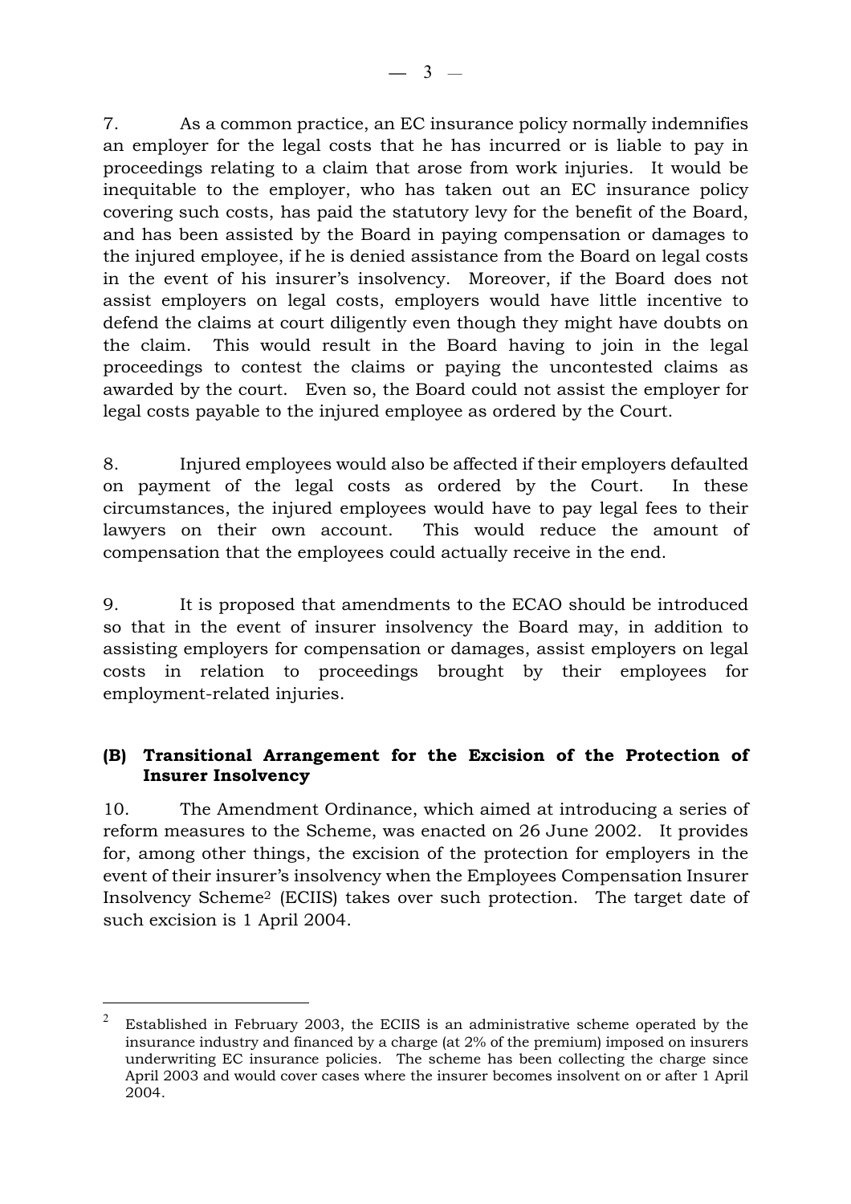7. As a common practice, an EC insurance policy normally indemnifies an employer for the legal costs that he has incurred or is liable to pay in proceedings relating to a claim that arose from work injuries. It would be inequitable to the employer, who has taken out an EC insurance policy covering such costs, has paid the statutory levy for the benefit of the Board, and has been assisted by the Board in paying compensation or damages to the injured employee, if he is denied assistance from the Board on legal costs in the event of his insurer's insolvency. Moreover, if the Board does not assist employers on legal costs, employers would have little incentive to defend the claims at court diligently even though they might have doubts on the claim. This would result in the Board having to join in the legal proceedings to contest the claims or paying the uncontested claims as awarded by the court. Even so, the Board could not assist the employer for legal costs payable to the injured employee as ordered by the Court.

8. Injured employees would also be affected if their employers defaulted on payment of the legal costs as ordered by the Court. In these circumstances, the injured employees would have to pay legal fees to their lawyers on their own account. This would reduce the amount of compensation that the employees could actually receive in the end.

9. It is proposed that amendments to the ECAO should be introduced so that in the event of insurer insolvency the Board may, in addition to assisting employers for compensation or damages, assist employers on legal costs in relation to proceedings brought by their employees for employment-related injuries.

### (B) Transitional Arrangement for the Excision of the Protection of Insurer Insolvency

10. The Amendment Ordinance, which aimed at introducing a series of reform measures to the Scheme, was enacted on 26 June 2002. It provides for, among other things, the excision of the protection for employers in the event of their insurer's insolvency when the Employees Compensation Insurer Insolvency Scheme[2] (ECIIS) takes over such protection. The target date of such excision is 1 April 2004.

---

[2] Established in February 2003, the ECIIS is an administrative scheme operated by the insurance industry and financed by a charge (at 2% of the premium) imposed on insurers underwriting EC insurance policies. The scheme has been collecting the charge since April 2003 and would cover cases where the insurer becomes insolvent on or after 1 April 2004.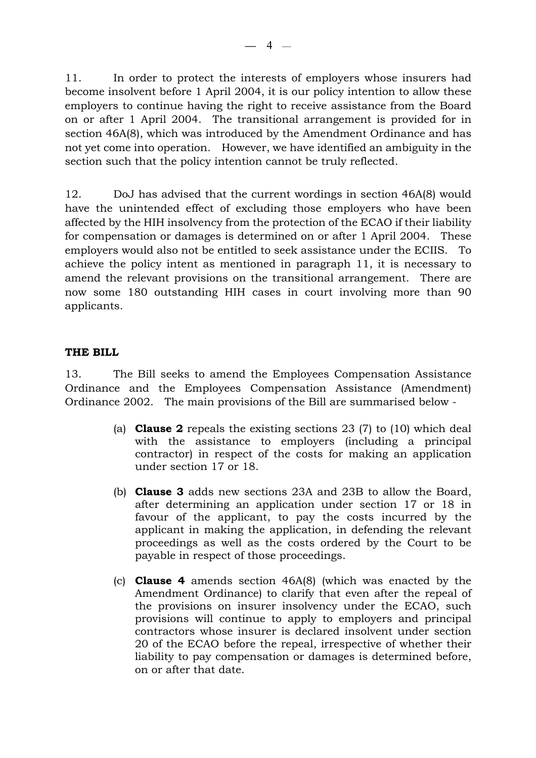11. In order to protect the interests of employers whose insurers had become insolvent before 1 April 2004, it is our policy intention to allow these employers to continue having the right to receive assistance from the Board on or after 1 April 2004. The transitional arrangement is provided for in section 46A(8), which was introduced by the Amendment Ordinance and has not yet come into operation. However, we have identified an ambiguity in the section such that the policy intention cannot be truly reflected.

12. DoJ has advised that the current wordings in section 46A(8) would have the unintended effect of excluding those employers who have been affected by the HIH insolvency from the protection of the ECAO if their liability for compensation or damages is determined on or after 1 April 2004. These employers would also not be entitled to seek assistance under the ECIIS. To achieve the policy intent as mentioned in paragraph 11, it is necessary to amend the relevant provisions on the transitional arrangement. There are now some 180 outstanding HIH cases in court involving more than 90 applicants.

**THE BILL**

13. The Bill seeks to amend the Employees Compensation Assistance Ordinance and the Employees Compensation Assistance (Amendment) Ordinance 2002. The main provisions of the Bill are summarised below -

(a) **Clause 2** repeals the existing sections 23 (7) to (10) which deal with the assistance to employers (including a principal contractor) in respect of the costs for making an application under section 17 or 18.

(b) **Clause 3** adds new sections 23A and 23B to allow the Board, after determining an application under section 17 or 18 in favour of the applicant, to pay the costs incurred by the applicant in making the application, in defending the relevant proceedings as well as the costs ordered by the Court to be payable in respect of those proceedings.

(c) **Clause 4** amends section 46A(8) (which was enacted by the Amendment Ordinance) to clarify that even after the repeal of the provisions on insurer insolvency under the ECAO, such provisions will continue to apply to employers and principal contractors whose insurer is declared insolvent under section 20 of the ECAO before the repeal, irrespective of whether their liability to pay compensation or damages is determined before, on or after that date.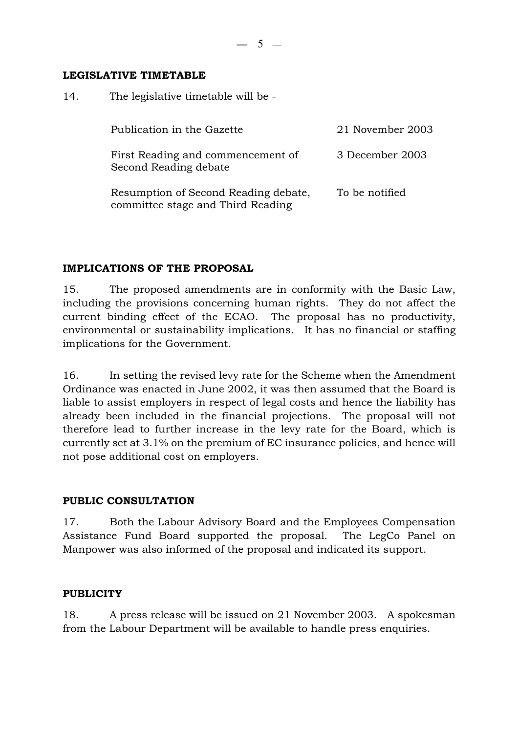**LEGISLATIVE TIMETABLE**

14. The legislative timetable will be -

| | |
|---|---|
| Publication in the Gazette | 21 November 2003 |
| First Reading and commencement of Second Reading debate | 3 December 2003 |
| Resumption of Second Reading debate, committee stage and Third Reading | To be notified |

**IMPLICATIONS OF THE PROPOSAL**

15. The proposed amendments are in conformity with the Basic Law, including the provisions concerning human rights. They do not affect the current binding effect of the ECAO. The proposal has no productivity, environmental or sustainability implications. It has no financial or staffing implications for the Government.

16. In setting the revised levy rate for the Scheme when the Amendment Ordinance was enacted in June 2002, it was then assumed that the Board is liable to assist employers in respect of legal costs and hence the liability has already been included in the financial projections. The proposal will not therefore lead to further increase in the levy rate for the Board, which is currently set at 3.1% on the premium of EC insurance policies, and hence will not pose additional cost on employers.

**PUBLIC CONSULTATION**

17. Both the Labour Advisory Board and the Employees Compensation Assistance Fund Board supported the proposal. The LegCo Panel on Manpower was also informed of the proposal and indicated its support.

**PUBLICITY**

18. A press release will be issued on 21 November 2003. A spokesman from the Labour Department will be available to handle press enquiries.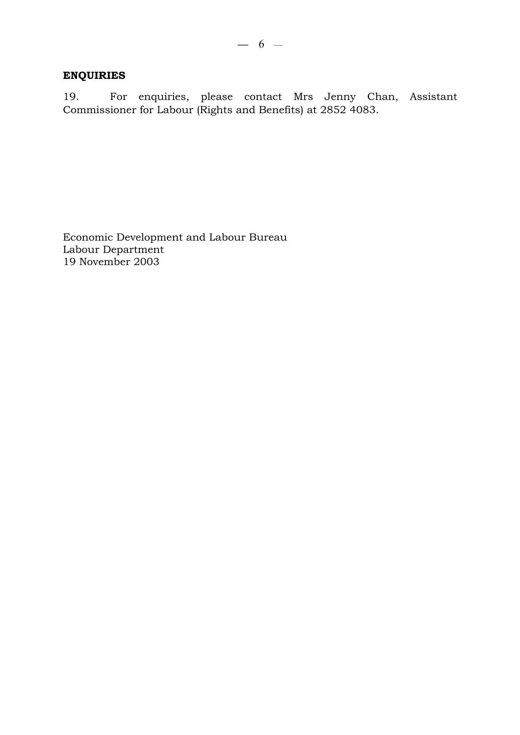**ENQUIRIES**

19. For enquiries, please contact Mrs Jenny Chan, Assistant Commissioner for Labour (Rights and Benefits) at 2852 4083.

Economic Development and Labour Bureau  
Labour Department  
19 November 2003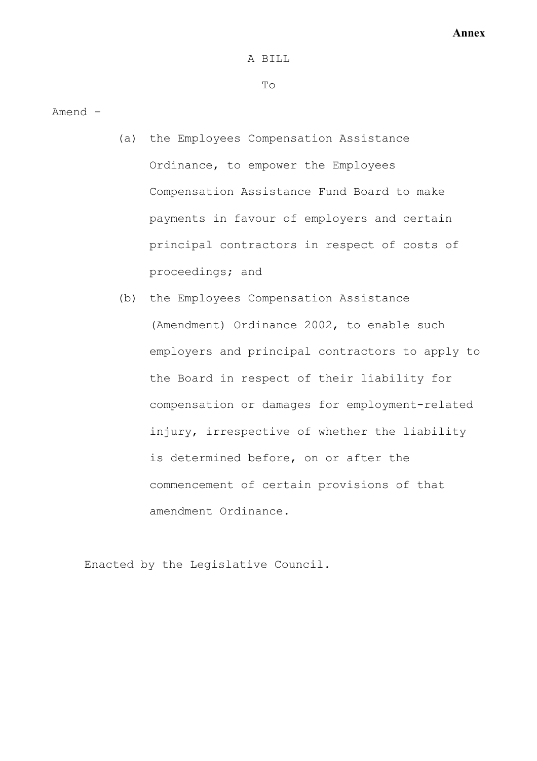**Annex**

A BILL

To

Amend -

(a) the Employees Compensation Assistance Ordinance, to empower the Employees Compensation Assistance Fund Board to make payments in favour of employers and certain principal contractors in respect of costs of proceedings; and

(b) the Employees Compensation Assistance (Amendment) Ordinance 2002, to enable such employers and principal contractors to apply to the Board in respect of their liability for compensation or damages for employment-related injury, irrespective of whether the liability is determined before, on or after the commencement of certain provisions of that amendment Ordinance.

Enacted by the Legislative Council.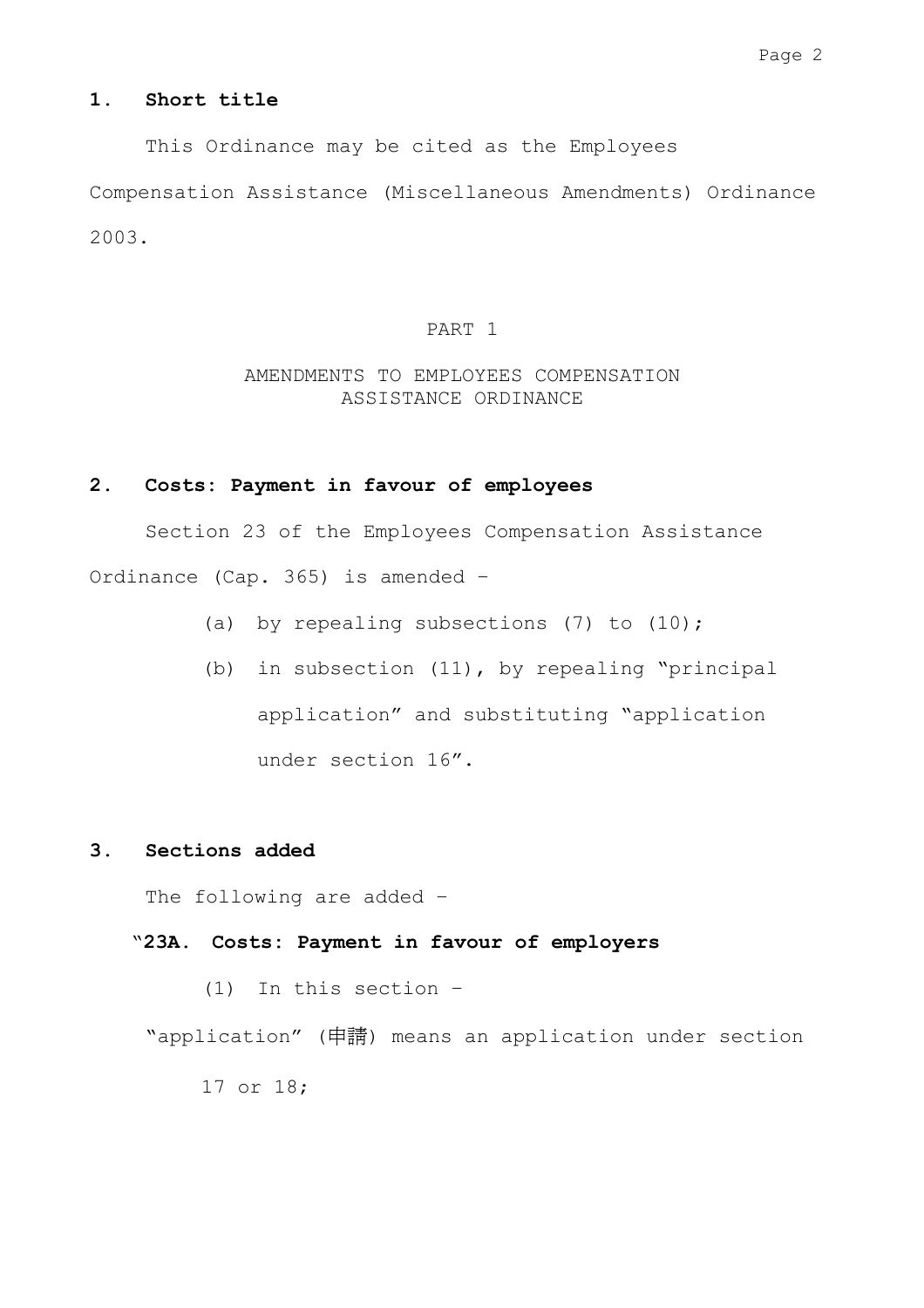## 1. Short title

This Ordinance may be cited as the Employees Compensation Assistance (Miscellaneous Amendments) Ordinance 2003.

PART 1

AMENDMENTS TO EMPLOYEES COMPENSATION ASSISTANCE ORDINANCE

## 2. Costs: Payment in favour of employees

Section 23 of the Employees Compensation Assistance Ordinance (Cap. 365) is amended –

(a) by repealing subsections (7) to (10);

(b) in subsection (11), by repealing "principal application" and substituting "application under section 16".

## 3. Sections added

The following are added –

**"23A. Costs: Payment in favour of employers**

(1) In this section –

"application" (申請) means an application under section 17 or 18;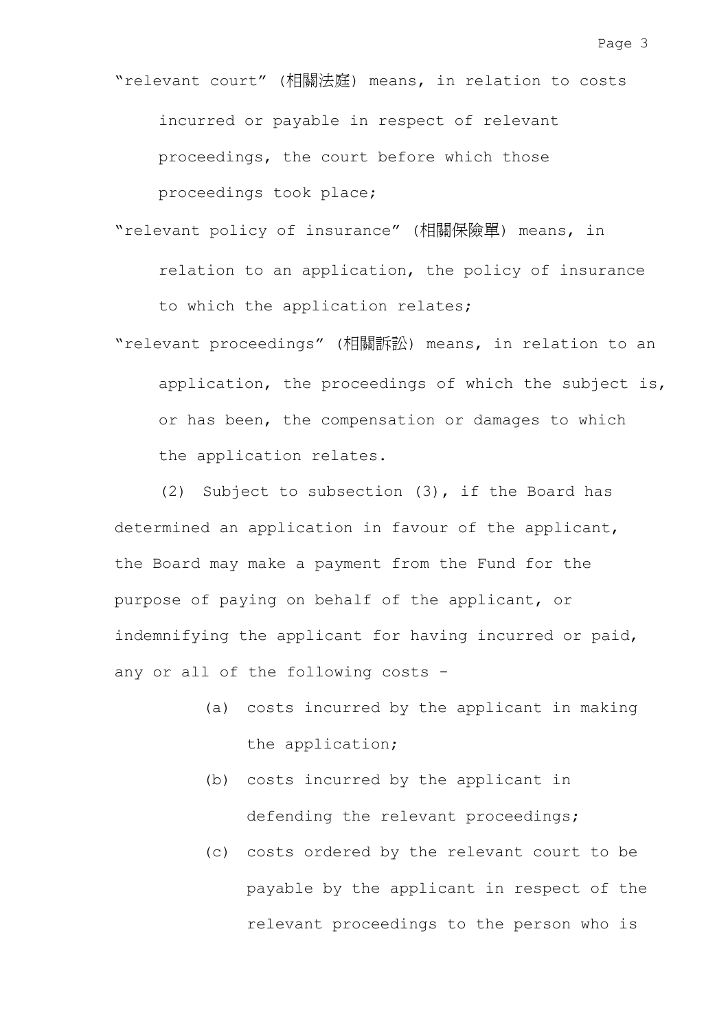"relevant court" (相關法庭) means, in relation to costs incurred or payable in respect of relevant proceedings, the court before which those proceedings took place;

"relevant policy of insurance" (相關保險單) means, in relation to an application, the policy of insurance to which the application relates;

"relevant proceedings" (相關訴訟) means, in relation to an application, the proceedings of which the subject is, or has been, the compensation or damages to which the application relates.

(2) Subject to subsection (3), if the Board has determined an application in favour of the applicant, the Board may make a payment from the Fund for the purpose of paying on behalf of the applicant, or indemnifying the applicant for having incurred or paid, any or all of the following costs -

(a) costs incurred by the applicant in making the application;

(b) costs incurred by the applicant in defending the relevant proceedings;

(c) costs ordered by the relevant court to be payable by the applicant in respect of the relevant proceedings to the person who is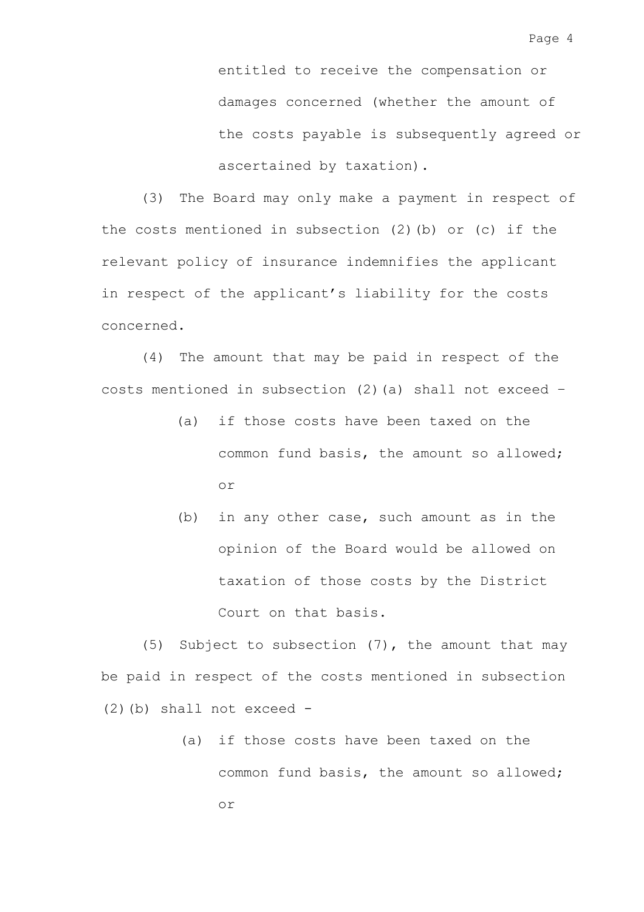entitled to receive the compensation or damages concerned (whether the amount of the costs payable is subsequently agreed or ascertained by taxation).

(3) The Board may only make a payment in respect of the costs mentioned in subsection (2)(b) or (c) if the relevant policy of insurance indemnifies the applicant in respect of the applicant's liability for the costs concerned.

(4) The amount that may be paid in respect of the costs mentioned in subsection (2)(a) shall not exceed –

- (a) if those costs have been taxed on the common fund basis, the amount so allowed; or
- (b) in any other case, such amount as in the opinion of the Board would be allowed on taxation of those costs by the District Court on that basis.

(5) Subject to subsection (7), the amount that may be paid in respect of the costs mentioned in subsection (2)(b) shall not exceed -

- (a) if those costs have been taxed on the common fund basis, the amount so allowed; or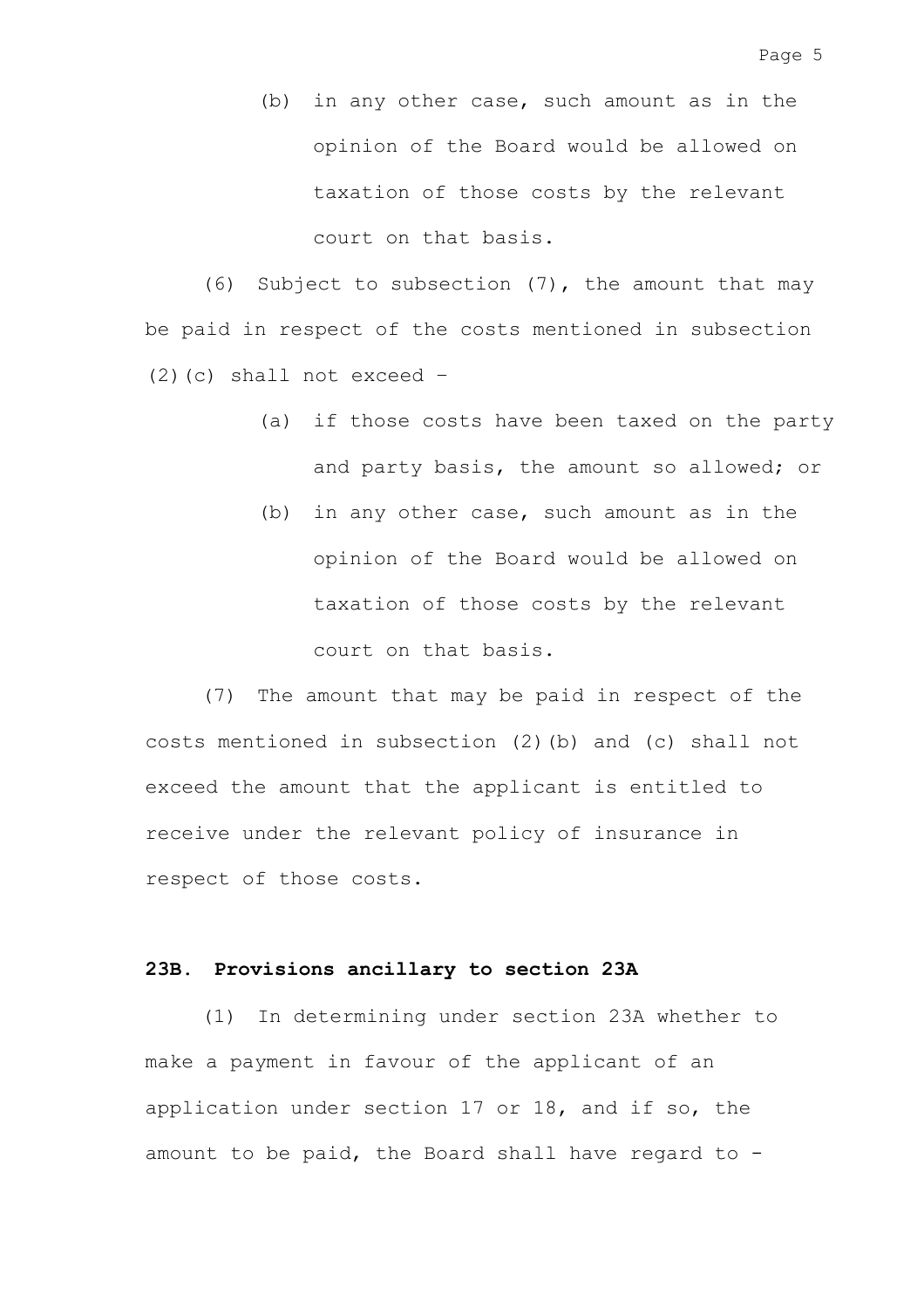(b) in any other case, such amount as in the opinion of the Board would be allowed on taxation of those costs by the relevant court on that basis.

(6) Subject to subsection (7), the amount that may be paid in respect of the costs mentioned in subsection (2)(c) shall not exceed –

(a) if those costs have been taxed on the party and party basis, the amount so allowed; or

(b) in any other case, such amount as in the opinion of the Board would be allowed on taxation of those costs by the relevant court on that basis.

(7) The amount that may be paid in respect of the costs mentioned in subsection (2)(b) and (c) shall not exceed the amount that the applicant is entitled to receive under the relevant policy of insurance in respect of those costs.

**23B. Provisions ancillary to section 23A**

(1) In determining under section 23A whether to make a payment in favour of the applicant of an application under section 17 or 18, and if so, the amount to be paid, the Board shall have regard to -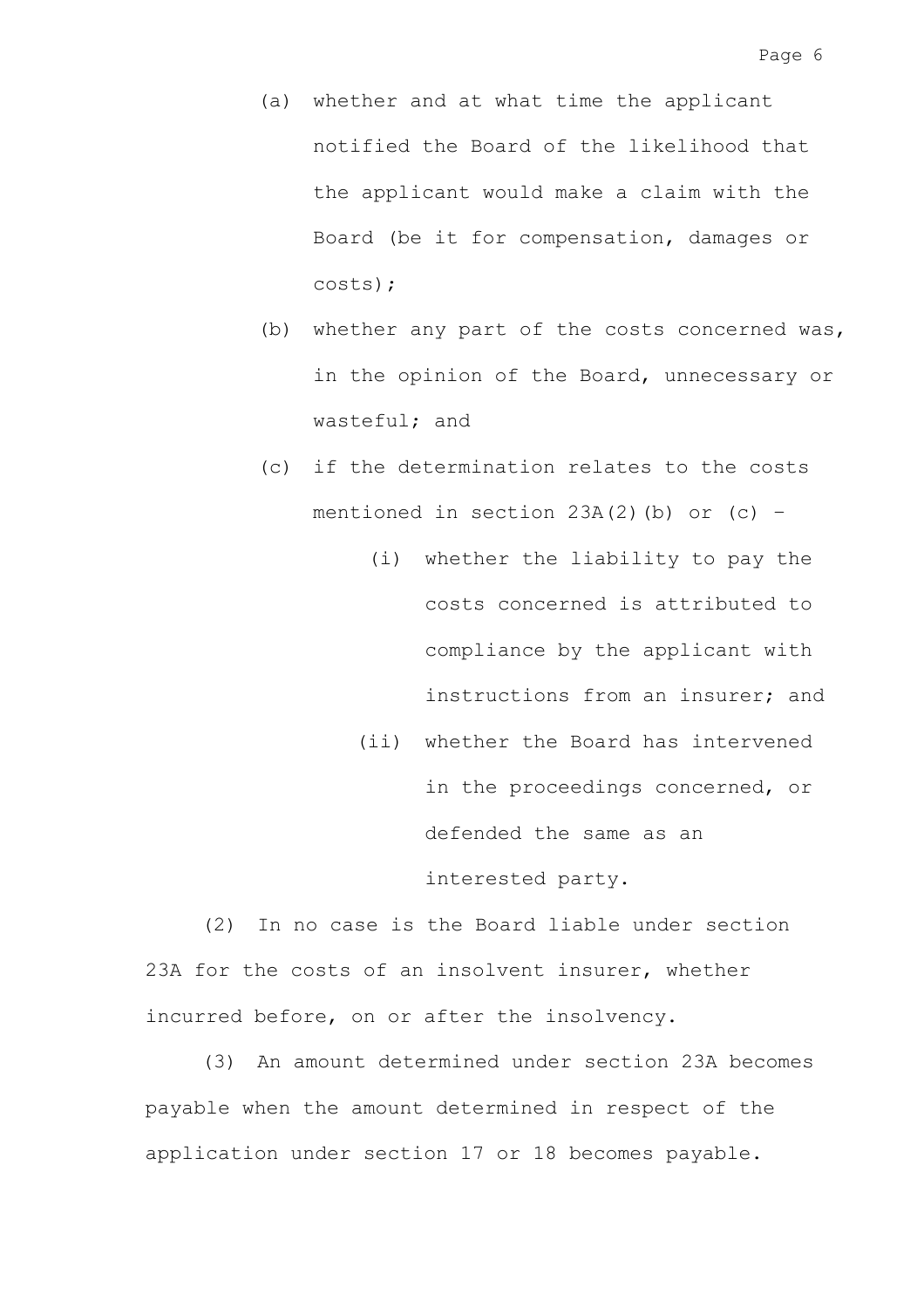(a) whether and at what time the applicant notified the Board of the likelihood that the applicant would make a claim with the Board (be it for compensation, damages or costs);

(b) whether any part of the costs concerned was, in the opinion of the Board, unnecessary or wasteful; and

(c) if the determination relates to the costs mentioned in section 23A(2)(b) or (c) –

  (i) whether the liability to pay the costs concerned is attributed to compliance by the applicant with instructions from an insurer; and

  (ii) whether the Board has intervened in the proceedings concerned, or defended the same as an interested party.

(2) In no case is the Board liable under section 23A for the costs of an insolvent insurer, whether incurred before, on or after the insolvency.

(3) An amount determined under section 23A becomes payable when the amount determined in respect of the application under section 17 or 18 becomes payable.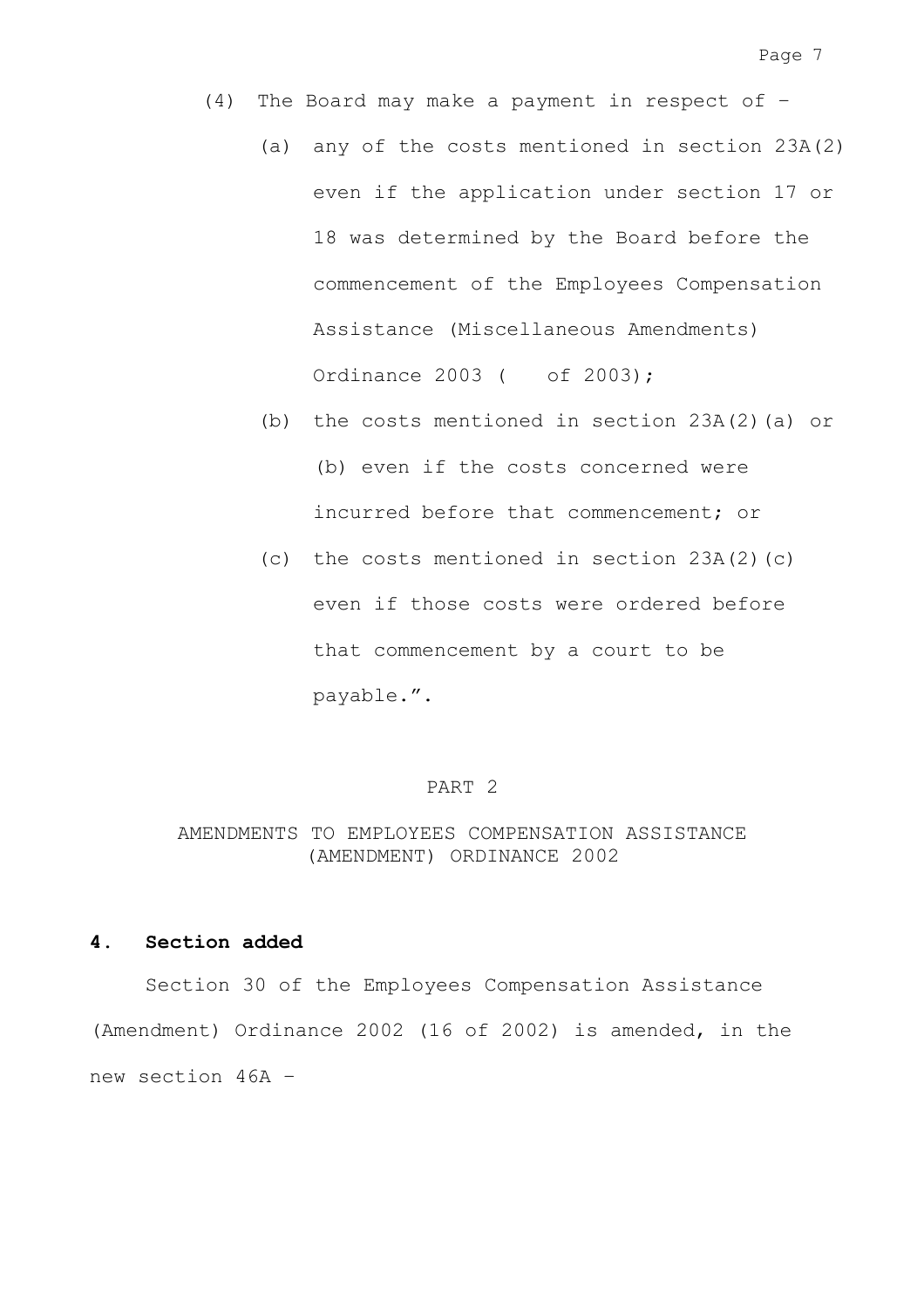(4) The Board may make a payment in respect of –

(a) any of the costs mentioned in section 23A(2) even if the application under section 17 or 18 was determined by the Board before the commencement of the Employees Compensation Assistance (Miscellaneous Amendments) Ordinance 2003 (    of 2003);

(b) the costs mentioned in section 23A(2)(a) or (b) even if the costs concerned were incurred before that commencement; or

(c) the costs mentioned in section 23A(2)(c) even if those costs were ordered before that commencement by a court to be payable.".

PART 2

AMENDMENTS TO EMPLOYEES COMPENSATION ASSISTANCE (AMENDMENT) ORDINANCE 2002

**4. Section added**

Section 30 of the Employees Compensation Assistance (Amendment) Ordinance 2002 (16 of 2002) is amended, in the new section 46A –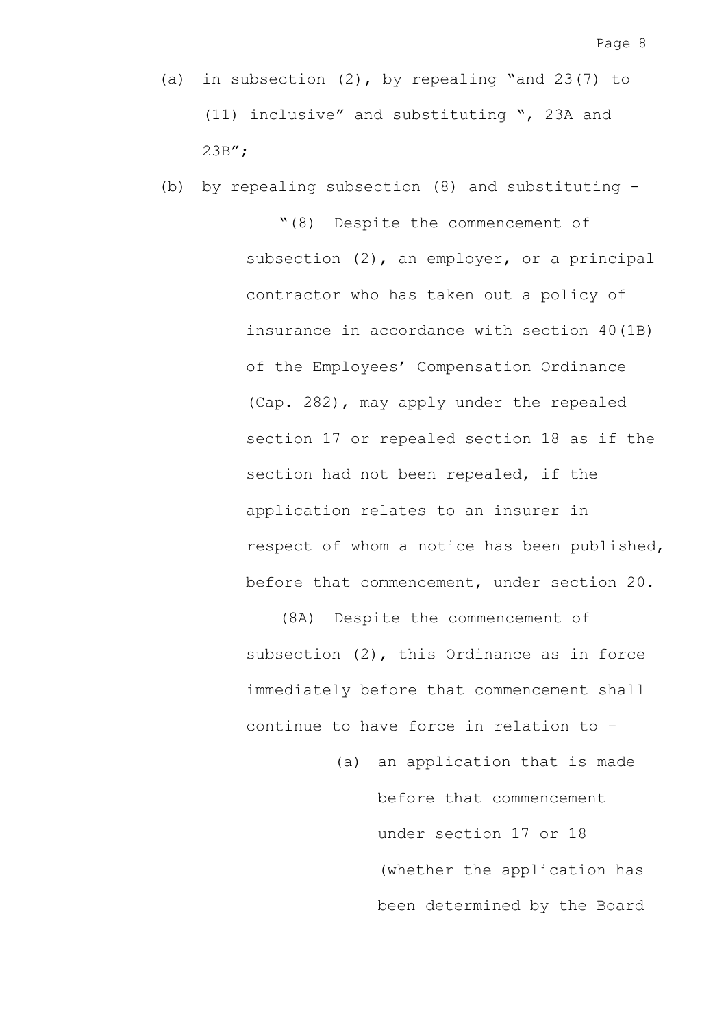(a) in subsection (2), by repealing "and 23(7) to (11) inclusive" and substituting ", 23A and 23B";

(b) by repealing subsection (8) and substituting -

"(8) Despite the commencement of subsection (2), an employer, or a principal contractor who has taken out a policy of insurance in accordance with section 40(1B) of the Employees' Compensation Ordinance (Cap. 282), may apply under the repealed section 17 or repealed section 18 as if the section had not been repealed, if the application relates to an insurer in respect of whom a notice has been published, before that commencement, under section 20.

(8A) Despite the commencement of subsection (2), this Ordinance as in force immediately before that commencement shall continue to have force in relation to –

(a) an application that is made before that commencement under section 17 or 18 (whether the application has been determined by the Board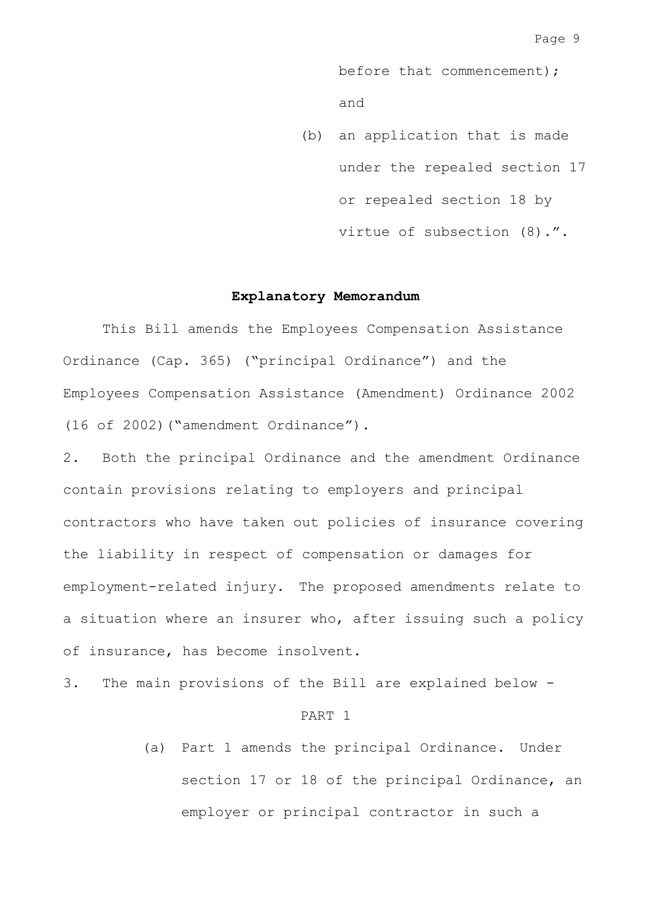before that commencement); and

(b) an application that is made under the repealed section 17 or repealed section 18 by virtue of subsection (8).".

## Explanatory Memorandum

This Bill amends the Employees Compensation Assistance Ordinance (Cap. 365) ("principal Ordinance") and the Employees Compensation Assistance (Amendment) Ordinance 2002 (16 of 2002)("amendment Ordinance").

2. Both the principal Ordinance and the amendment Ordinance contain provisions relating to employers and principal contractors who have taken out policies of insurance covering the liability in respect of compensation or damages for employment-related injury. The proposed amendments relate to a situation where an insurer who, after issuing such a policy of insurance, has become insolvent.

3. The main provisions of the Bill are explained below -

PART 1

(a) Part 1 amends the principal Ordinance. Under section 17 or 18 of the principal Ordinance, an employer or principal contractor in such a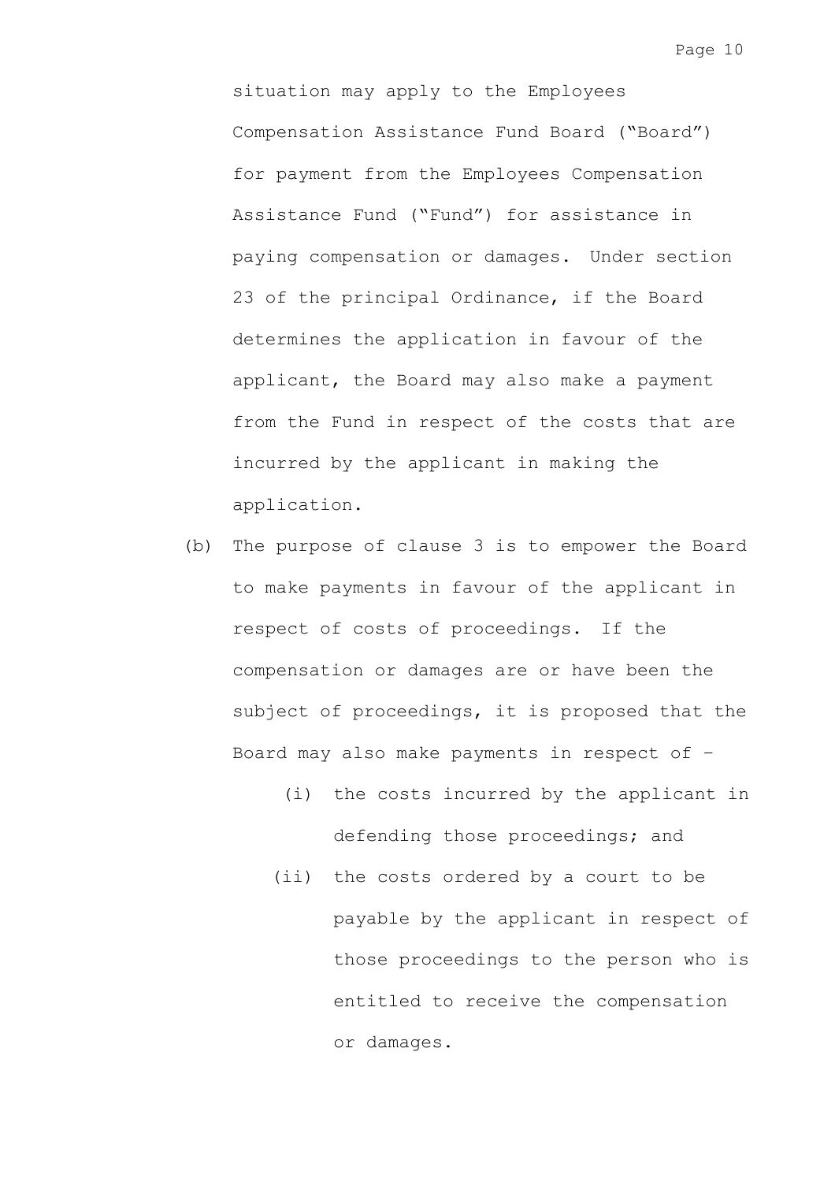situation may apply to the Employees Compensation Assistance Fund Board ("Board") for payment from the Employees Compensation Assistance Fund ("Fund") for assistance in paying compensation or damages. Under section 23 of the principal Ordinance, if the Board determines the application in favour of the applicant, the Board may also make a payment from the Fund in respect of the costs that are incurred by the applicant in making the application.

(b) The purpose of clause 3 is to empower the Board to make payments in favour of the applicant in respect of costs of proceedings. If the compensation or damages are or have been the subject of proceedings, it is proposed that the Board may also make payments in respect of –

   (i) the costs incurred by the applicant in defending those proceedings; and

   (ii) the costs ordered by a court to be payable by the applicant in respect of those proceedings to the person who is entitled to receive the compensation or damages.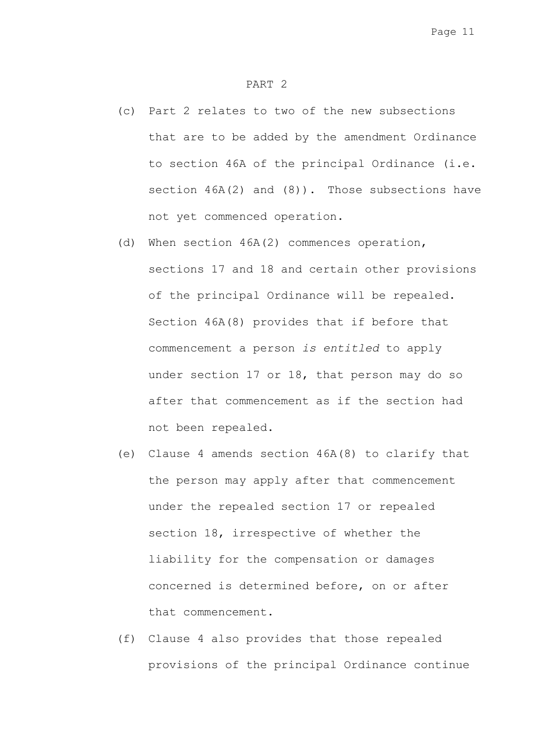PART 2

(c) Part 2 relates to two of the new subsections that are to be added by the amendment Ordinance to section 46A of the principal Ordinance (i.e. section 46A(2) and (8)). Those subsections have not yet commenced operation.

(d) When section 46A(2) commences operation, sections 17 and 18 and certain other provisions of the principal Ordinance will be repealed. Section 46A(8) provides that if before that commencement a person *is entitled* to apply under section 17 or 18, that person may do so after that commencement as if the section had not been repealed.

(e) Clause 4 amends section 46A(8) to clarify that the person may apply after that commencement under the repealed section 17 or repealed section 18, irrespective of whether the liability for the compensation or damages concerned is determined before, on or after that commencement.

(f) Clause 4 also provides that those repealed provisions of the principal Ordinance continue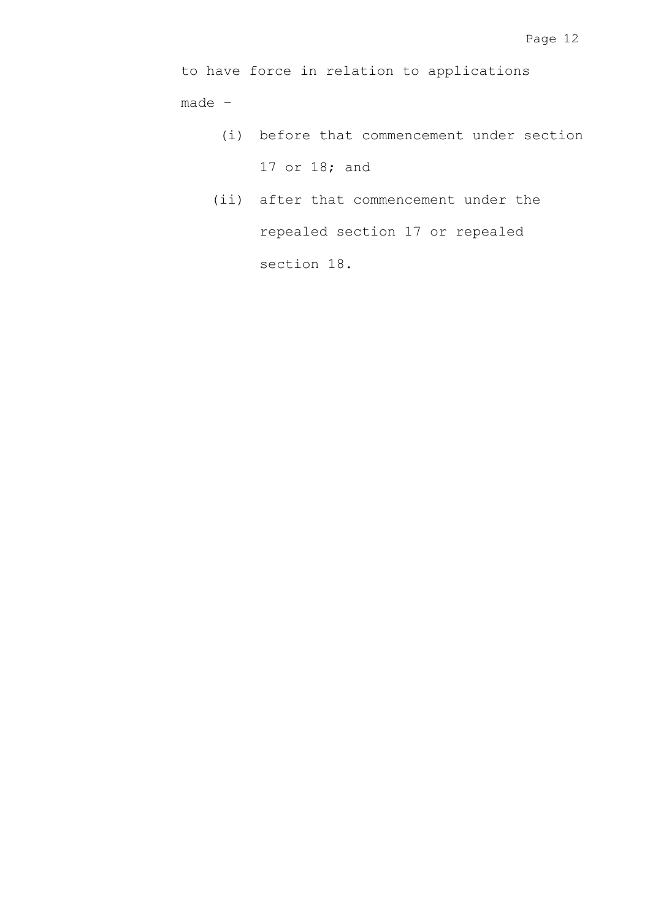to have force in relation to applications made –

(i) before that commencement under section 17 or 18; and

(ii) after that commencement under the repealed section 17 or repealed section 18.